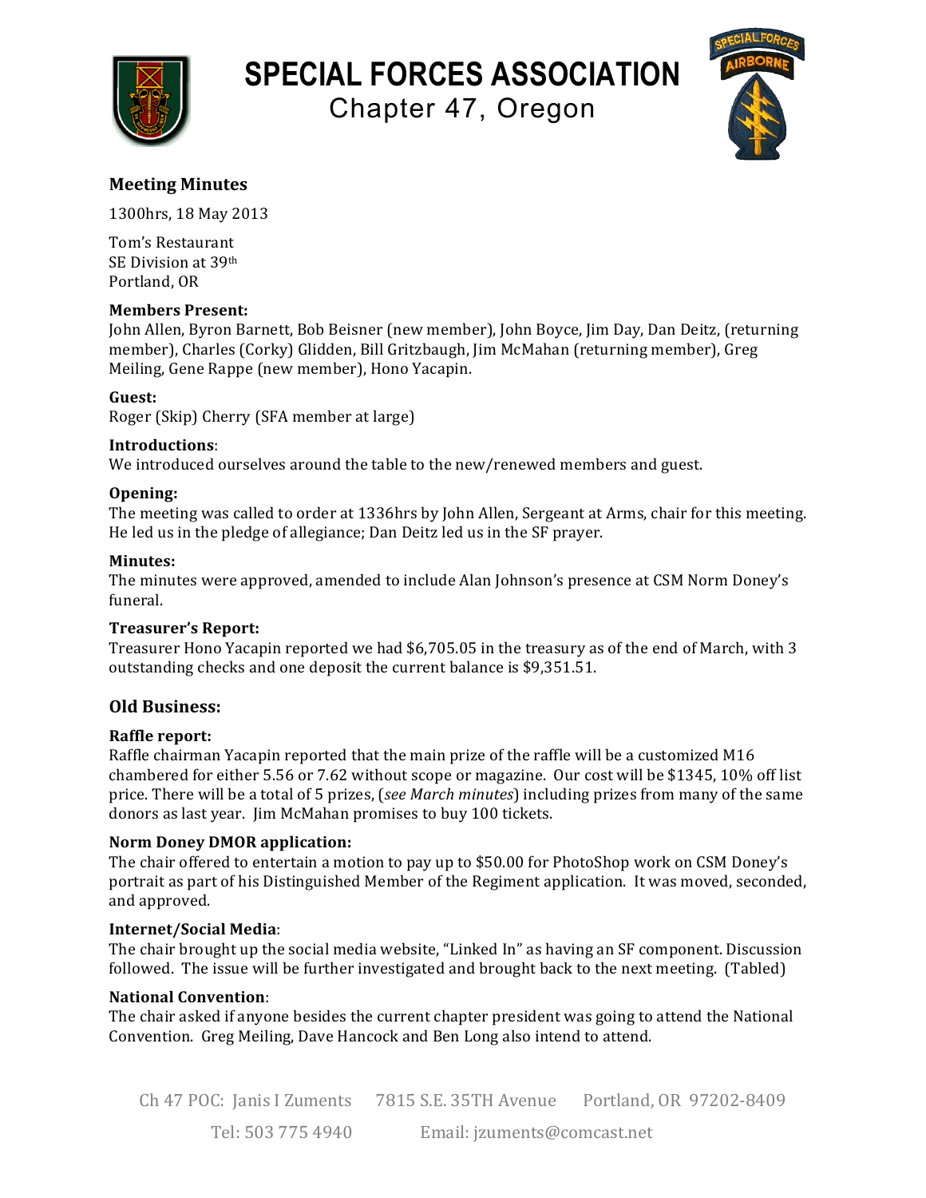# SPECIAL FORCES ASSOCIATION

## Chapter 47, Oregon

### Meeting Minutes

1300hrs, 18 May 2013

Tom's Restaurant
SE Division at 39th
Portland, OR

**Members Present:**
John Allen, Byron Barnett, Bob Beisner (new member), John Boyce, Jim Day, Dan Deitz, (returning member), Charles (Corky) Glidden, Bill Gritzbaugh, Jim McMahan (returning member), Greg Meiling, Gene Rappe (new member), Hono Yacapin.

**Guest:**
Roger (Skip) Cherry (SFA member at large)

**Introductions**:
We introduced ourselves around the table to the new/renewed members and guest.

**Opening:**
The meeting was called to order at 1336hrs by John Allen, Sergeant at Arms, chair for this meeting. He led us in the pledge of allegiance; Dan Deitz led us in the SF prayer.

**Minutes:**
The minutes were approved, amended to include Alan Johnson's presence at CSM Norm Doney's funeral.

**Treasurer's Report:**
Treasurer Hono Yacapin reported we had $6,705.05 in the treasury as of the end of March, with 3 outstanding checks and one deposit the current balance is $9,351.51.

### Old Business:

**Raffle report:**
Raffle chairman Yacapin reported that the main prize of the raffle will be a customized M16 chambered for either 5.56 or 7.62 without scope or magazine. Our cost will be $1345, 10% off list price. There will be a total of 5 prizes, (*see March minutes*) including prizes from many of the same donors as last year. Jim McMahan promises to buy 100 tickets.

**Norm Doney DMOR application:**
The chair offered to entertain a motion to pay up to $50.00 for PhotoShop work on CSM Doney's portrait as part of his Distinguished Member of the Regiment application. It was moved, seconded, and approved.

**Internet/Social Media**:
The chair brought up the social media website, "Linked In" as having an SF component. Discussion followed. The issue will be further investigated and brought back to the next meeting. (Tabled)

**National Convention**:
The chair asked if anyone besides the current chapter president was going to attend the National Convention. Greg Meiling, Dave Hancock and Ben Long also intend to attend.

Ch 47 POC: Janis I Zuments 7815 S.E. 35TH Avenue Portland, OR 97202-8409
Tel: 503 775 4940 Email: jzuments@comcast.net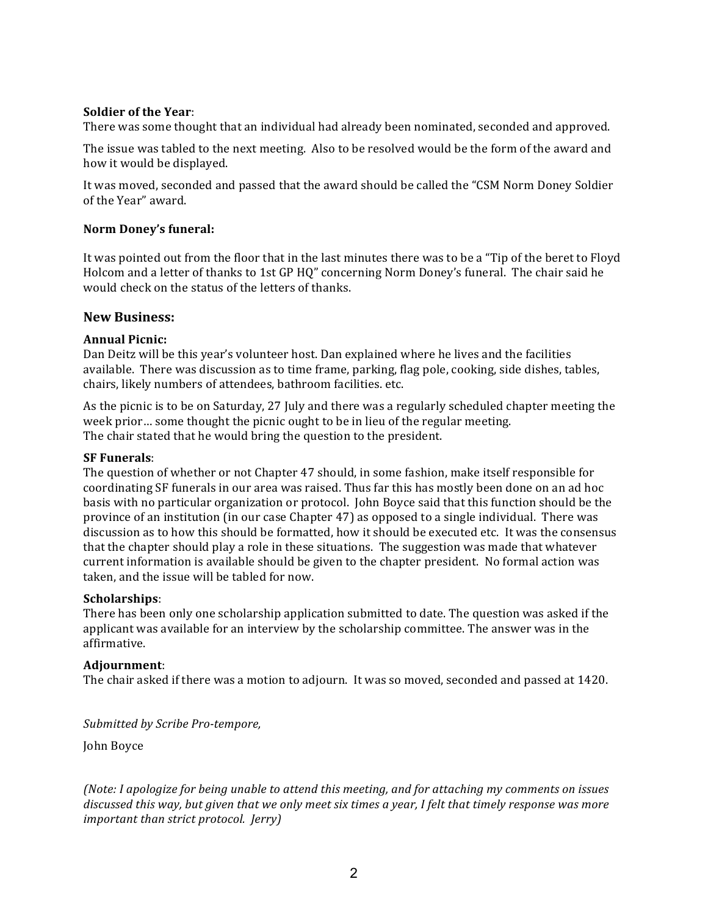**Soldier of the Year**:
There was some thought that an individual had already been nominated, seconded and approved.

The issue was tabled to the next meeting. Also to be resolved would be the form of the award and how it would be displayed.

It was moved, seconded and passed that the award should be called the "CSM Norm Doney Soldier of the Year" award.

**Norm Doney's funeral:**

It was pointed out from the floor that in the last minutes there was to be a "Tip of the beret to Floyd Holcom and a letter of thanks to 1st GP HQ" concerning Norm Doney's funeral. The chair said he would check on the status of the letters of thanks.

## New Business:

**Annual Picnic:**
Dan Deitz will be this year's volunteer host. Dan explained where he lives and the facilities available. There was discussion as to time frame, parking, flag pole, cooking, side dishes, tables, chairs, likely numbers of attendees, bathroom facilities. etc.

As the picnic is to be on Saturday, 27 July and there was a regularly scheduled chapter meeting the week prior… some thought the picnic ought to be in lieu of the regular meeting.
The chair stated that he would bring the question to the president.

**SF Funerals**:
The question of whether or not Chapter 47 should, in some fashion, make itself responsible for coordinating SF funerals in our area was raised. Thus far this has mostly been done on an ad hoc basis with no particular organization or protocol. John Boyce said that this function should be the province of an institution (in our case Chapter 47) as opposed to a single individual. There was discussion as to how this should be formatted, how it should be executed etc. It was the consensus that the chapter should play a role in these situations. The suggestion was made that whatever current information is available should be given to the chapter president. No formal action was taken, and the issue will be tabled for now.

**Scholarships**:
There has been only one scholarship application submitted to date. The question was asked if the applicant was available for an interview by the scholarship committee. The answer was in the affirmative.

**Adjournment**:
The chair asked if there was a motion to adjourn. It was so moved, seconded and passed at 1420.

*Submitted by Scribe Pro-tempore,*

John Boyce

*(Note: I apologize for being unable to attend this meeting, and for attaching my comments on issues discussed this way, but given that we only meet six times a year, I felt that timely response was more important than strict protocol. Jerry)*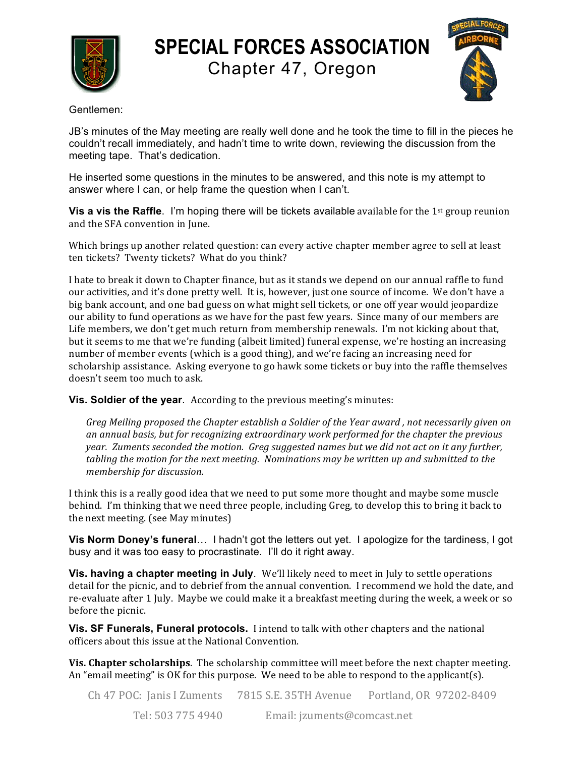# SPECIAL FORCES ASSOCIATION

## Chapter 47, Oregon

Gentlemen:

JB's minutes of the May meeting are really well done and he took the time to fill in the pieces he couldn't recall immediately, and hadn't time to write down, reviewing the discussion from the meeting tape. That's dedication.

He inserted some questions in the minutes to be answered, and this note is my attempt to answer where I can, or help frame the question when I can't.

**Vis a vis the Raffle**. I'm hoping there will be tickets available available for the 1st group reunion and the SFA convention in June.

Which brings up another related question: can every active chapter member agree to sell at least ten tickets? Twenty tickets? What do you think?

I hate to break it down to Chapter finance, but as it stands we depend on our annual raffle to fund our activities, and it's done pretty well. It is, however, just one source of income. We don't have a big bank account, and one bad guess on what might sell tickets, or one off year would jeopardize our ability to fund operations as we have for the past few years. Since many of our members are Life members, we don't get much return from membership renewals. I'm not kicking about that, but it seems to me that we're funding (albeit limited) funeral expense, we're hosting an increasing number of member events (which is a good thing), and we're facing an increasing need for scholarship assistance. Asking everyone to go hawk some tickets or buy into the raffle themselves doesn't seem too much to ask.

**Vis. Soldier of the year**. According to the previous meeting's minutes:

> *Greg Meiling proposed the Chapter establish a Soldier of the Year award , not necessarily given on an annual basis, but for recognizing extraordinary work performed for the chapter the previous year. Zuments seconded the motion. Greg suggested names but we did not act on it any further, tabling the motion for the next meeting. Nominations may be written up and submitted to the membership for discussion.*

I think this is a really good idea that we need to put some more thought and maybe some muscle behind. I'm thinking that we need three people, including Greg, to develop this to bring it back to the next meeting. (see May minutes)

**Vis Norm Doney's funeral**... I hadn't got the letters out yet. I apologize for the tardiness, I got busy and it was too easy to procrastinate. I'll do it right away.

**Vis. having a chapter meeting in July**. We'll likely need to meet in July to settle operations detail for the picnic, and to debrief from the annual convention. I recommend we hold the date, and re-evaluate after 1 July. Maybe we could make it a breakfast meeting during the week, a week or so before the picnic.

**Vis. SF Funerals, Funeral protocols.** I intend to talk with other chapters and the national officers about this issue at the National Convention.

**Vis. Chapter scholarships**. The scholarship committee will meet before the next chapter meeting. An "email meeting" is OK for this purpose. We need to be able to respond to the applicant(s).

Ch 47 POC: Janis I Zuments 7815 S.E. 35TH Avenue Portland, OR 97202-8409
Tel: 503 775 4940 Email: jzuments@comcast.net